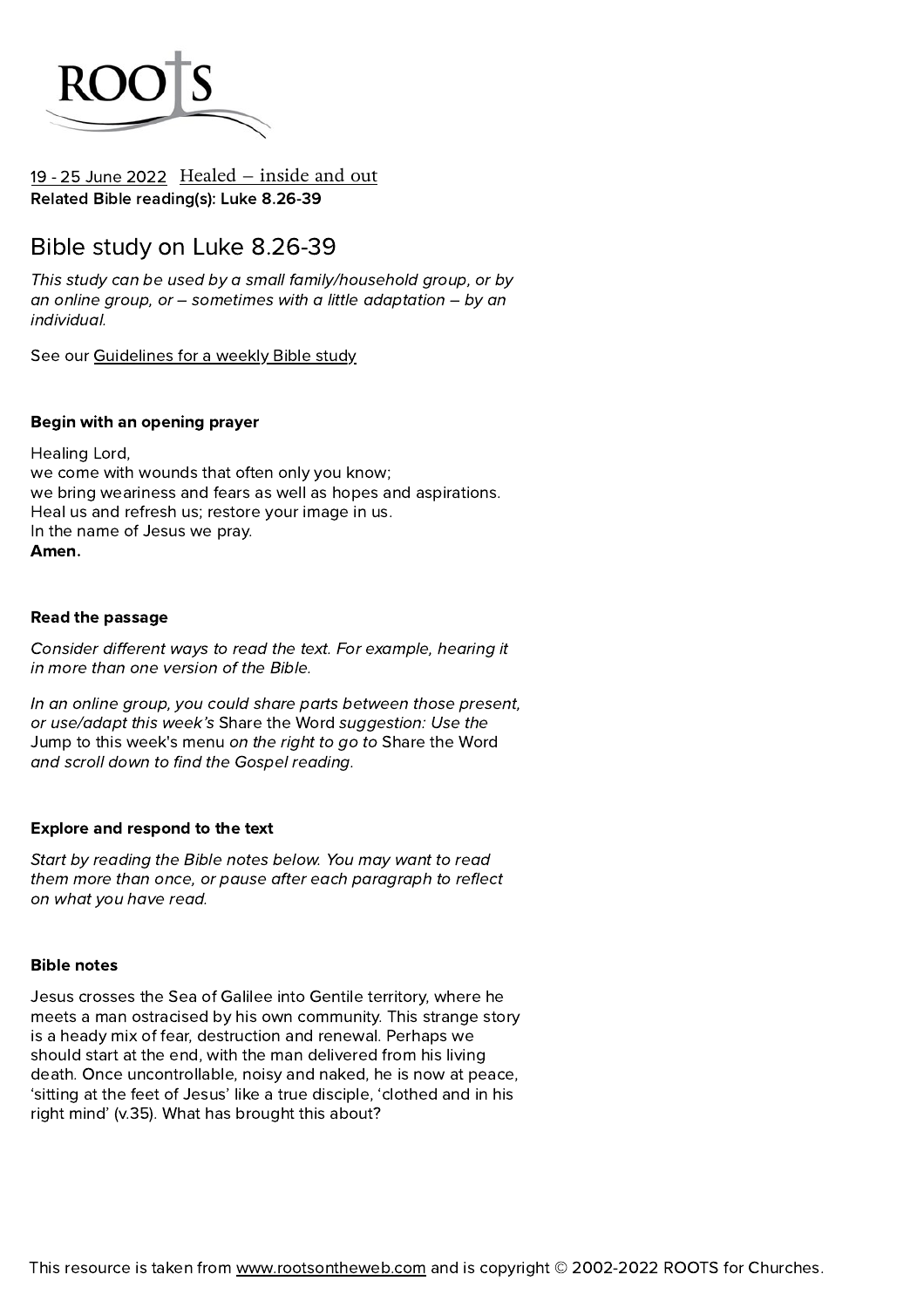ROOTS

19 - 25 June 2022 Healed – inside and out
**Related Bible reading(s): Luke 8.26-39**

# Bible study on Luke 8.26-39

*This study can be used by a small family/household group, or by an online group, or – sometimes with a little adaptation – by an individual.*

See our Guidelines for a weekly Bible study

**Begin with an opening prayer**

Healing Lord,
we come with wounds that often only you know;
we bring weariness and fears as well as hopes and aspirations.
Heal us and refresh us; restore your image in us.
In the name of Jesus we pray.
**Amen.**

**Read the passage**

*Consider different ways to read the text. For example, hearing it in more than one version of the Bible.*

*In an online group, you could share parts between those present, or use/adapt this week's* Share the Word *suggestion: Use the* Jump to this week's menu *on the right to go to* Share the Word *and scroll down to find the Gospel reading.*

**Explore and respond to the text**

*Start by reading the Bible notes below. You may want to read them more than once, or pause after each paragraph to reflect on what you have read.*

**Bible notes**

Jesus crosses the Sea of Galilee into Gentile territory, where he meets a man ostracised by his own community. This strange story is a heady mix of fear, destruction and renewal. Perhaps we should start at the end, with the man delivered from his living death. Once uncontrollable, noisy and naked, he is now at peace, 'sitting at the feet of Jesus' like a true disciple, 'clothed and in his right mind' (v.35). What has brought this about?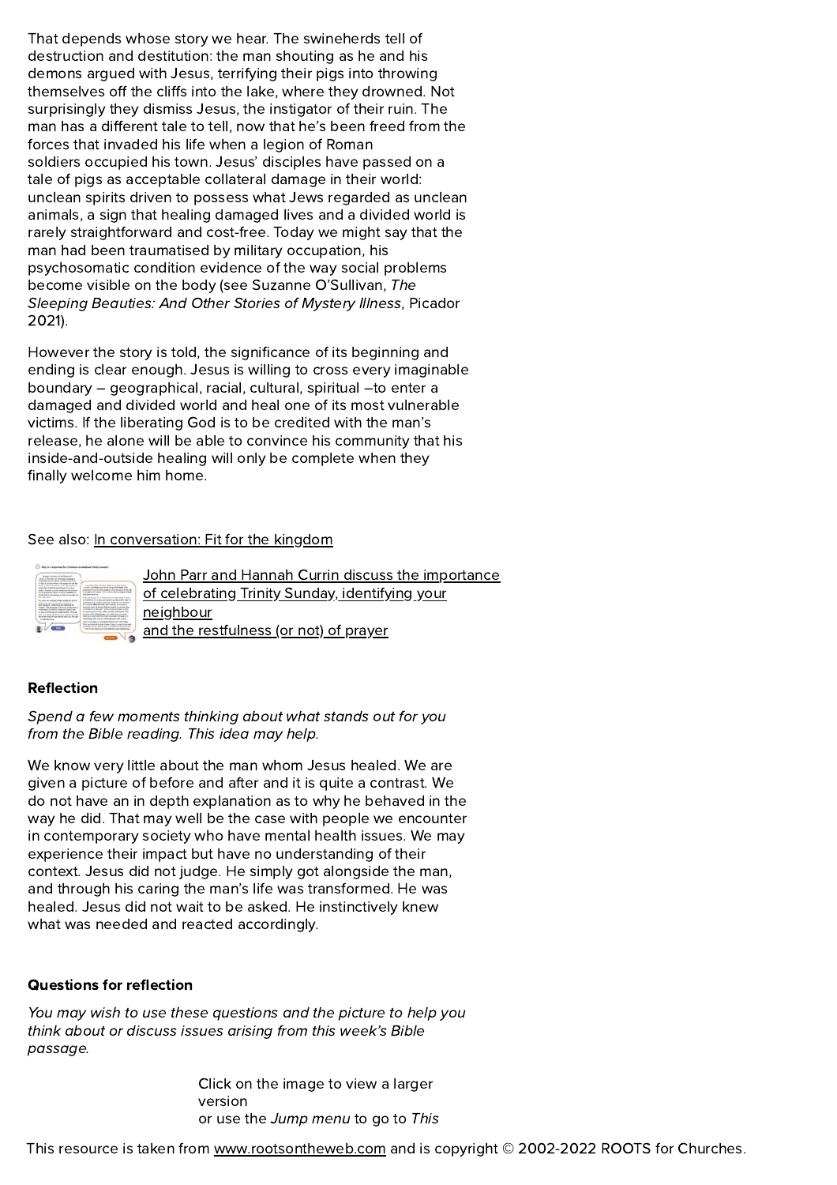That depends whose story we hear. The swineherds tell of destruction and destitution: the man shouting as he and his demons argued with Jesus, terrifying their pigs into throwing themselves off the cliffs into the lake, where they drowned. Not surprisingly they dismiss Jesus, the instigator of their ruin. The man has a different tale to tell, now that he's been freed from the forces that invaded his life when a legion of Roman soldiers occupied his town. Jesus' disciples have passed on a tale of pigs as acceptable collateral damage in their world: unclean spirits driven to possess what Jews regarded as unclean animals, a sign that healing damaged lives and a divided world is rarely straightforward and cost-free. Today we might say that the man had been traumatised by military occupation, his psychosomatic condition evidence of the way social problems become visible on the body (see Suzanne O'Sullivan, *The Sleeping Beauties: And Other Stories of Mystery Illness*, Picador 2021).

However the story is told, the significance of its beginning and ending is clear enough. Jesus is willing to cross every imaginable boundary – geographical, racial, cultural, spiritual –to enter a damaged and divided world and heal one of its most vulnerable victims. If the liberating God is to be credited with the man's release, he alone will be able to convince his community that his inside-and-outside healing will only be complete when they finally welcome him home.

See also: In conversation: Fit for the kingdom

John Parr and Hannah Currin discuss the importance of celebrating Trinity Sunday, identifying your neighbour and the restfulness (or not) of prayer

**Reflection**

*Spend a few moments thinking about what stands out for you from the Bible reading. This idea may help.*

We know very little about the man whom Jesus healed. We are given a picture of before and after and it is quite a contrast. We do not have an in depth explanation as to why he behaved in the way he did. That may well be the case with people we encounter in contemporary society who have mental health issues. We may experience their impact but have no understanding of their context. Jesus did not judge. He simply got alongside the man, and through his caring the man's life was transformed. He was healed. Jesus did not wait to be asked. He instinctively knew what was needed and reacted accordingly.

**Questions for reflection**

*You may wish to use these questions and the picture to help you think about or discuss issues arising from this week's Bible passage.*

Click on the image to view a larger version or use the *Jump menu* to go to *This*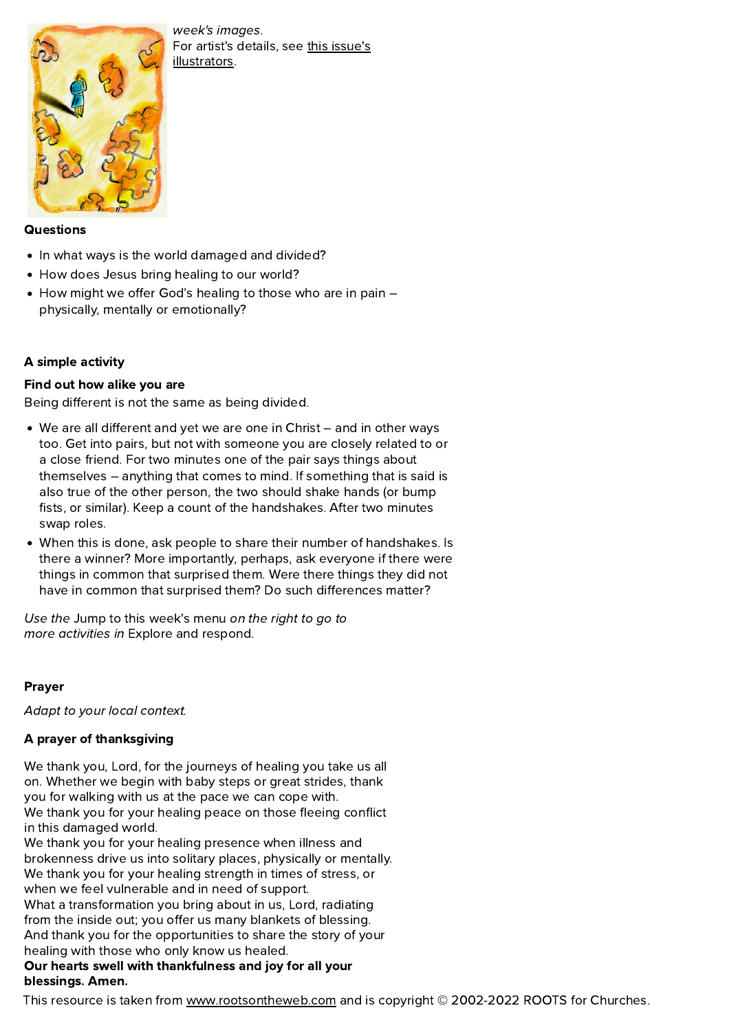*week's images.*
For artist's details, see this issue's illustrators.

**Questions**

- In what ways is the world damaged and divided?
- How does Jesus bring healing to our world?
- How might we offer God's healing to those who are in pain – physically, mentally or emotionally?

**A simple activity**

**Find out how alike you are**

Being different is not the same as being divided.

- We are all different and yet we are one in Christ – and in other ways too. Get into pairs, but not with someone you are closely related to or a close friend. For two minutes one of the pair says things about themselves – anything that comes to mind. If something that is said is also true of the other person, the two should shake hands (or bump fists, or similar). Keep a count of the handshakes. After two minutes swap roles.
- When this is done, ask people to share their number of handshakes. Is there a winner? More importantly, perhaps, ask everyone if there were things in common that surprised them. Were there things they did not have in common that surprised them? Do such differences matter?

*Use the* Jump to this week's menu *on the right to go to more activities in* Explore and respond.

**Prayer**

*Adapt to your local context.*

**A prayer of thanksgiving**

We thank you, Lord, for the journeys of healing you take us all on. Whether we begin with baby steps or great strides, thank you for walking with us at the pace we can cope with.
We thank you for your healing peace on those fleeing conflict in this damaged world.
We thank you for your healing presence when illness and brokenness drive us into solitary places, physically or mentally.
We thank you for your healing strength in times of stress, or when we feel vulnerable and in need of support.
What a transformation you bring about in us, Lord, radiating from the inside out; you offer us many blankets of blessing.
And thank you for the opportunities to share the story of your healing with those who only know us healed.
**Our hearts swell with thankfulness and joy for all your blessings. Amen.**

This resource is taken from www.rootsontheweb.com and is copyright © 2002-2022 ROOTS for Churches.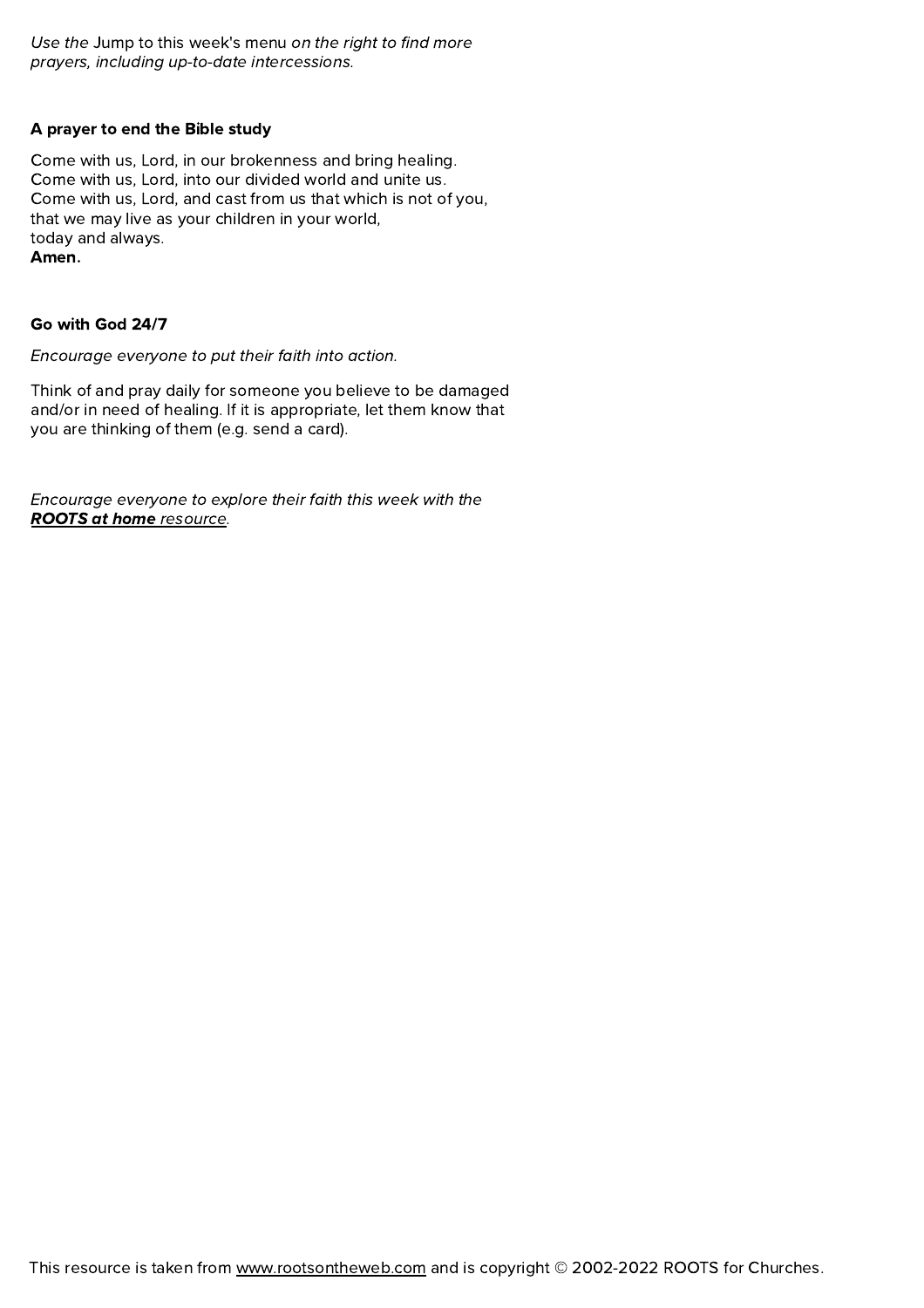*Use the* Jump to this week's menu *on the right to find more prayers, including up-to-date intercessions.*

**A prayer to end the Bible study**

Come with us, Lord, in our brokenness and bring healing.
Come with us, Lord, into our divided world and unite us.
Come with us, Lord, and cast from us that which is not of you,
that we may live as your children in your world,
today and always.
**Amen.**

**Go with God 24/7**

*Encourage everyone to put their faith into action.*

Think of and pray daily for someone you believe to be damaged and/or in need of healing. If it is appropriate, let them know that you are thinking of them (e.g. send a card).

*Encourage everyone to explore their faith this week with the* ***ROOTS at home*** *resource.*

This resource is taken from www.rootsontheweb.com and is copyright © 2002-2022 ROOTS for Churches.